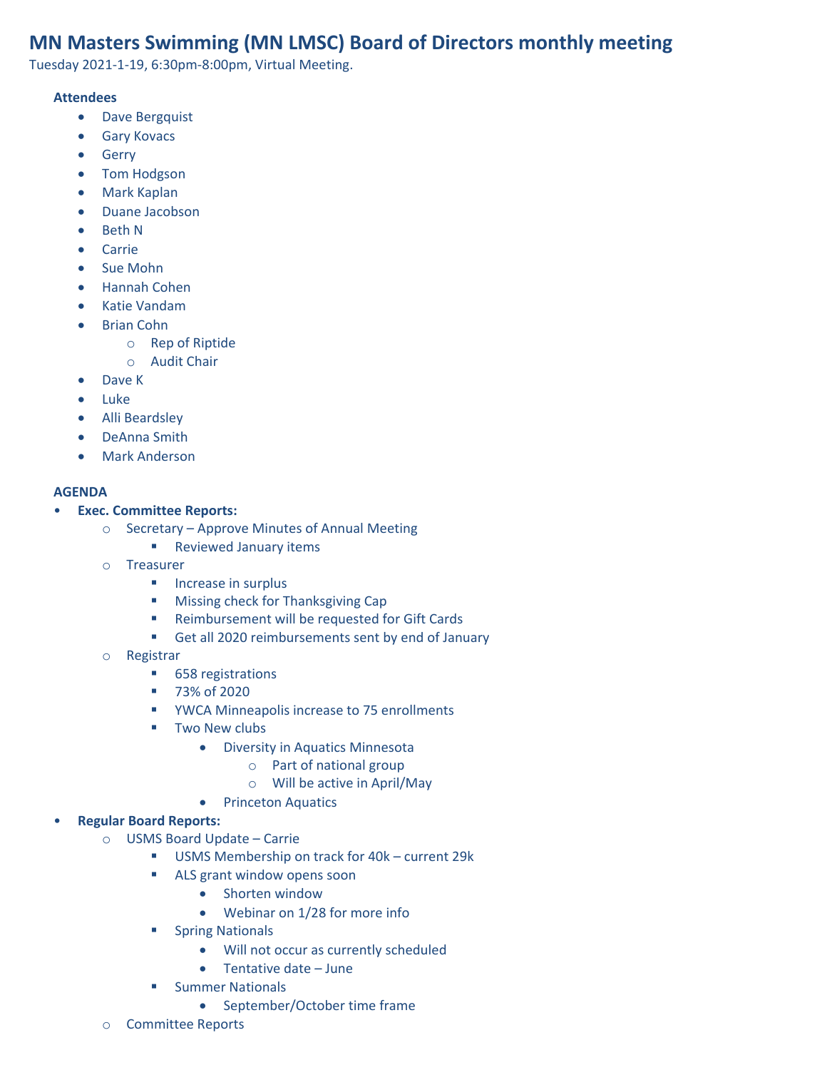# MN Masters Swimming (MN LMSC) Board of Directors monthly meeting

Tuesday 2021-1-19, 6:30pm-8:00pm, Virtual Meeting.

**Attendees**

- Dave Bergquist
- Gary Kovacs
- Gerry
- Tom Hodgson
- Mark Kaplan
- Duane Jacobson
- Beth N
- Carrie
- Sue Mohn
- Hannah Cohen
- Katie Vandam
- Brian Cohn
  - Rep of Riptide
  - Audit Chair
- Dave K
- Luke
- Alli Beardsley
- DeAnna Smith
- Mark Anderson

**AGENDA**

- **Exec. Committee Reports:**
  - Secretary – Approve Minutes of Annual Meeting
    - Reviewed January items
  - Treasurer
    - Increase in surplus
    - Missing check for Thanksgiving Cap
    - Reimbursement will be requested for Gift Cards
    - Get all 2020 reimbursements sent by end of January
  - Registrar
    - 658 registrations
    - 73% of 2020
    - YWCA Minneapolis increase to 75 enrollments
    - Two New clubs
      - Diversity in Aquatics Minnesota
        - Part of national group
        - Will be active in April/May
      - Princeton Aquatics
- **Regular Board Reports:**
  - USMS Board Update – Carrie
    - USMS Membership on track for 40k – current 29k
    - ALS grant window opens soon
      - Shorten window
      - Webinar on 1/28 for more info
    - Spring Nationals
      - Will not occur as currently scheduled
      - Tentative date – June
    - Summer Nationals
      - September/October time frame
  - Committee Reports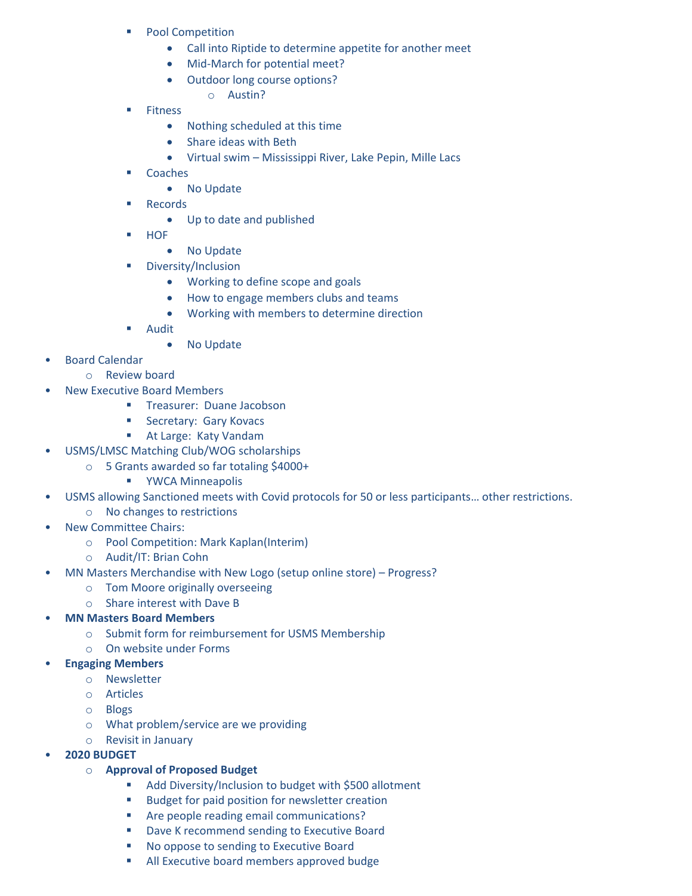- Pool Competition
            - Call into Riptide to determine appetite for another meet
            - Mid-March for potential meet?
            - Outdoor long course options?
                - Austin?
        - Fitness
            - Nothing scheduled at this time
            - Share ideas with Beth
            - Virtual swim – Mississippi River, Lake Pepin, Mille Lacs
        - Coaches
            - No Update
        - Records
            - Up to date and published
        - HOF
            - No Update
        - Diversity/Inclusion
            - Working to define scope and goals
            - How to engage members clubs and teams
            - Working with members to determine direction
        - Audit
            - No Update

- Board Calendar
    - Review board
- New Executive Board Members
    - Treasurer: Duane Jacobson
    - Secretary: Gary Kovacs
    - At Large: Katy Vandam
- USMS/LMSC Matching Club/WOG scholarships
    - 5 Grants awarded so far totaling $4000+
        - YWCA Minneapolis
- USMS allowing Sanctioned meets with Covid protocols for 50 or less participants… other restrictions.
    - No changes to restrictions
- New Committee Chairs:
    - Pool Competition: Mark Kaplan(Interim)
    - Audit/IT: Brian Cohn
- MN Masters Merchandise with New Logo (setup online store) – Progress?
    - Tom Moore originally overseeing
    - Share interest with Dave B
- **MN Masters Board Members**
    - Submit form for reimbursement for USMS Membership
    - On website under Forms
- **Engaging Members**
    - Newsletter
    - Articles
    - Blogs
    - What problem/service are we providing
    - Revisit in January
- **2020 BUDGET**
    - **Approval of Proposed Budget**
        - Add Diversity/Inclusion to budget with $500 allotment
        - Budget for paid position for newsletter creation
        - Are people reading email communications?
        - Dave K recommend sending to Executive Board
        - No oppose to sending to Executive Board
        - All Executive board members approved budge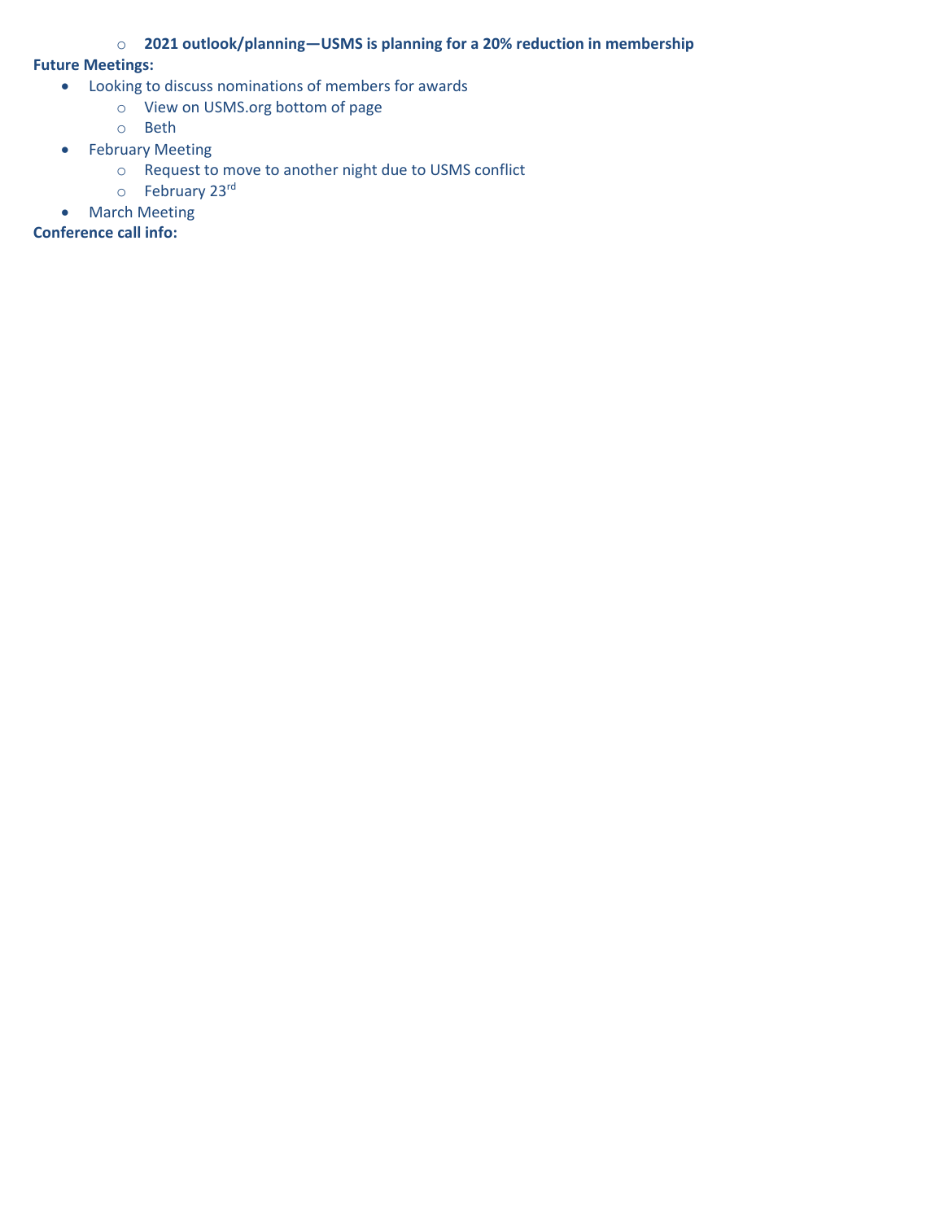- **2021 outlook/planning—USMS is planning for a 20% reduction in membership**

**Future Meetings:**

- Looking to discuss nominations of members for awards
  - View on USMS.org bottom of page
  - Beth
- February Meeting
  - Request to move to another night due to USMS conflict
  - February 23rd
- March Meeting

**Conference call info:**